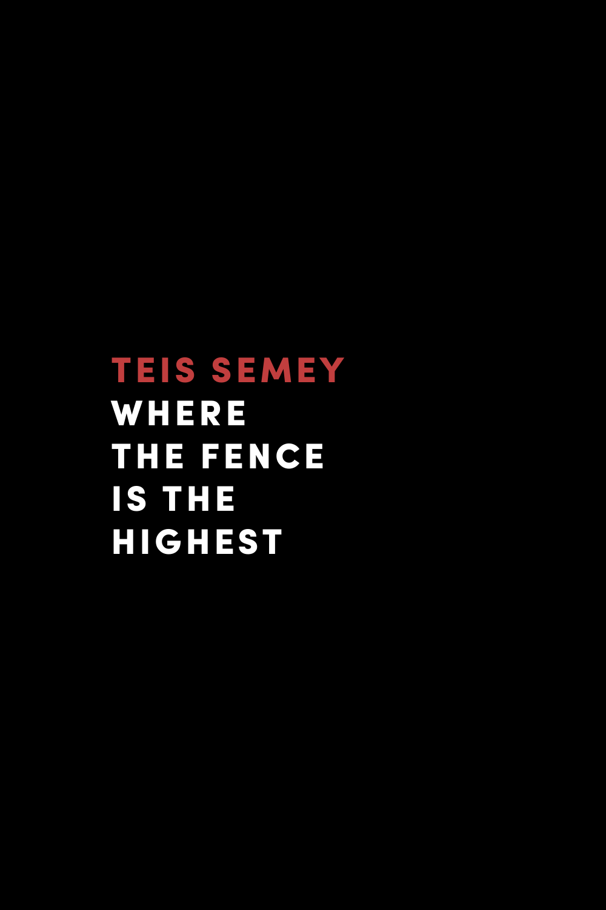**TEIS SEMEY**

# WHERE THE FENCE IS THE HIGHEST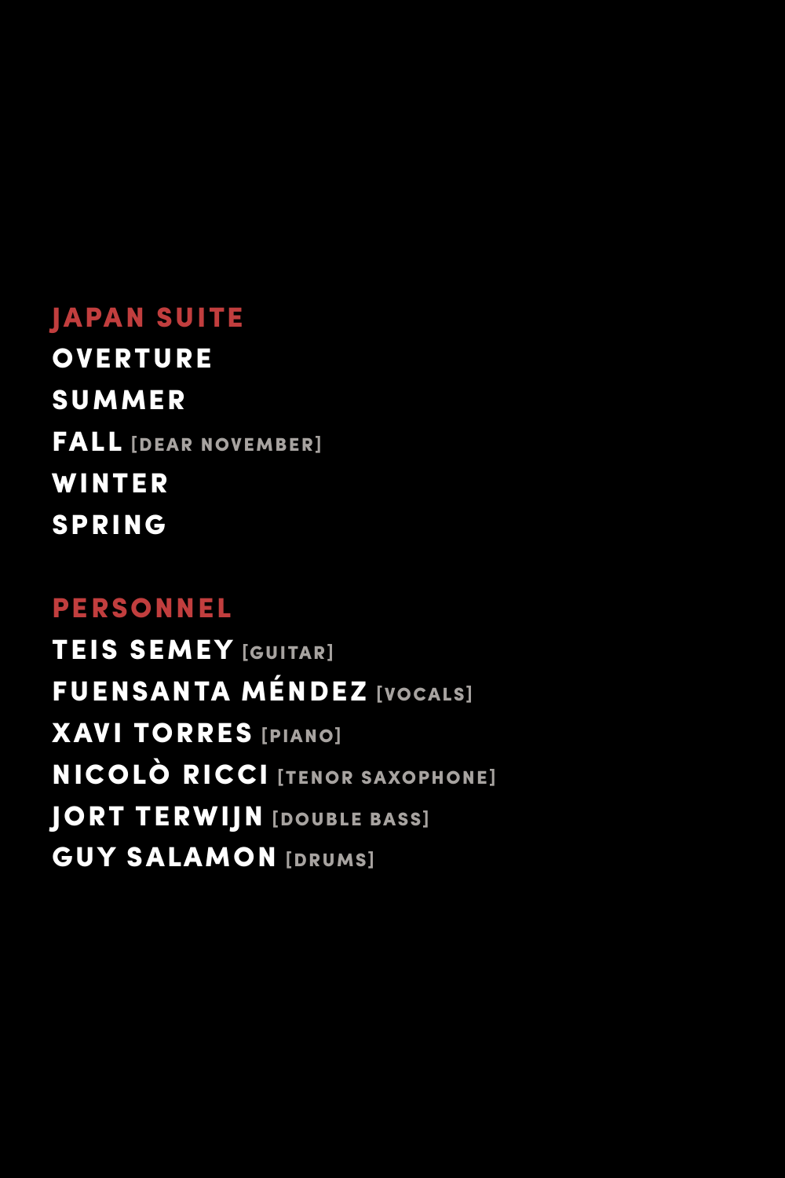## JAPAN SUITE

**OVERTURE**
**SUMMER**
**FALL** [DEAR NOVEMBER]
**WINTER**
**SPRING**

## PERSONNEL

**TEIS SEMEY** [GUITAR]
**FUENSANTA MÉNDEZ** [VOCALS]
**XAVI TORRES** [PIANO]
**NICOLÒ RICCI** [TENOR SAXOPHONE]
**JORT TERWIJN** [DOUBLE BASS]
**GUY SALAMON** [DRUMS]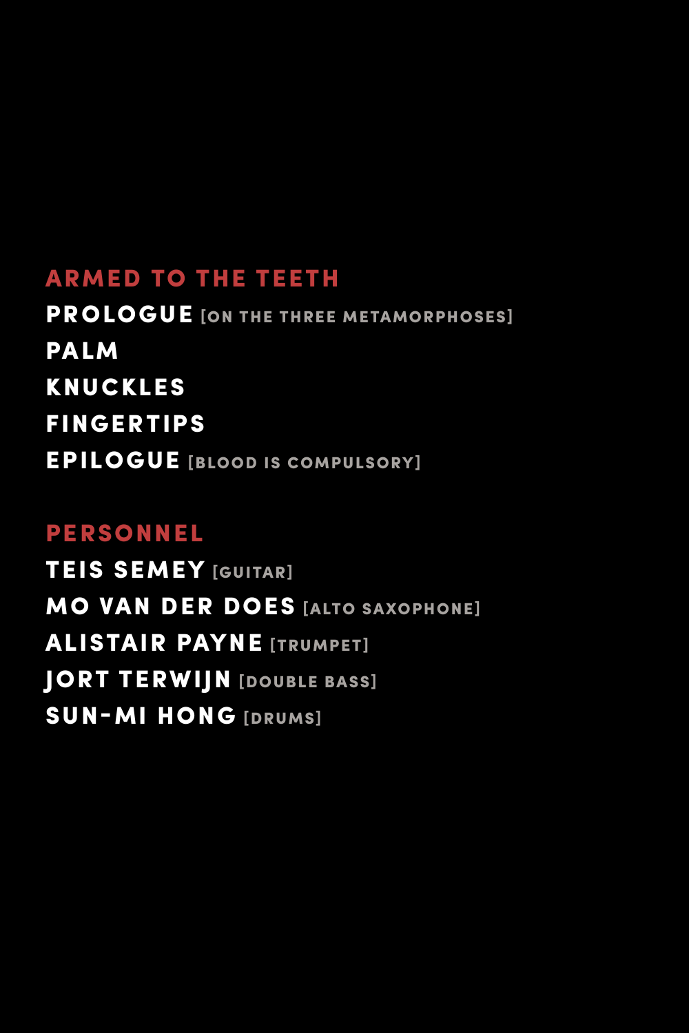## ARMED TO THE TEETH

**PROLOGUE** [ON THE THREE METAMORPHOSES]
**PALM**
**KNUCKLES**
**FINGERTIPS**
**EPILOGUE** [BLOOD IS COMPULSORY]

## PERSONNEL

**TEIS SEMEY** [GUITAR]
**MO VAN DER DOES** [ALTO SAXOPHONE]
**ALISTAIR PAYNE** [TRUMPET]
**JORT TERWIJN** [DOUBLE BASS]
**SUN-MI HONG** [DRUMS]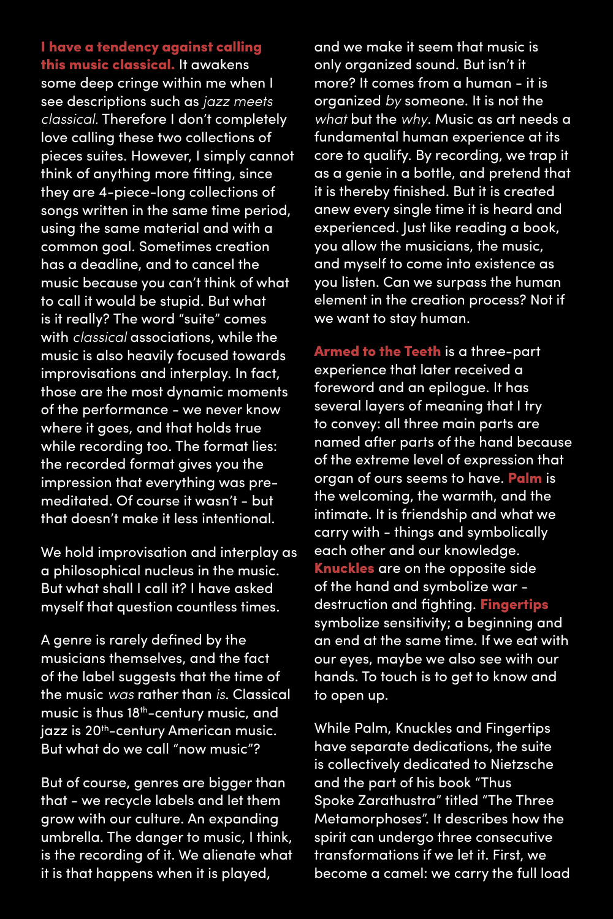**I have a tendency against calling this music classical.** It awakens some deep cringe within me when I see descriptions such as *jazz meets classical.* Therefore I don't completely love calling these two collections of pieces suites. However, I simply cannot think of anything more fitting, since they are 4-piece-long collections of songs written in the same time period, using the same material and with a common goal. Sometimes creation has a deadline, and to cancel the music because you can't think of what to call it would be stupid. But what is it really? The word "suite" comes with *classical* associations, while the music is also heavily focused towards improvisations and interplay. In fact, those are the most dynamic moments of the performance - we never know where it goes, and that holds true while recording too. The format lies: the recorded format gives you the impression that everything was pre-meditated. Of course it wasn't - but that doesn't make it less intentional.

We hold improvisation and interplay as a philosophical nucleus in the music. But what shall I call it? I have asked myself that question countless times.

A genre is rarely defined by the musicians themselves, and the fact of the label suggests that the time of the music *was* rather than *is*. Classical music is thus 18th-century music, and jazz is 20th-century American music. But what do we call "now music"?

But of course, genres are bigger than that - we recycle labels and let them grow with our culture. An expanding umbrella. The danger to music, I think, is the recording of it. We alienate what it is that happens when it is played, and we make it seem that music is only organized sound. But isn't it more? It comes from a human - it is organized *by* someone. It is not the *what* but the *why*. Music as art needs a fundamental human experience at its core to qualify. By recording, we trap it as a genie in a bottle, and pretend that it is thereby finished. But it is created anew every single time it is heard and experienced. Just like reading a book, you allow the musicians, the music, and myself to come into existence as you listen. Can we surpass the human element in the creation process? Not if we want to stay human.

**Armed to the Teeth** is a three-part experience that later received a foreword and an epilogue. It has several layers of meaning that I try to convey: all three main parts are named after parts of the hand because of the extreme level of expression that organ of ours seems to have. **Palm** is the welcoming, the warmth, and the intimate. It is friendship and what we carry with - things and symbolically each other and our knowledge. **Knuckles** are on the opposite side of the hand and symbolize war - destruction and fighting. **Fingertips** symbolize sensitivity; a beginning and an end at the same time. If we eat with our eyes, maybe we also see with our hands. To touch is to get to know and to open up.

While Palm, Knuckles and Fingertips have separate dedications, the suite is collectively dedicated to Nietzsche and the part of his book "Thus Spoke Zarathustra" titled "The Three Metamorphoses". It describes how the spirit can undergo three consecutive transformations if we let it. First, we become a camel: we carry the full load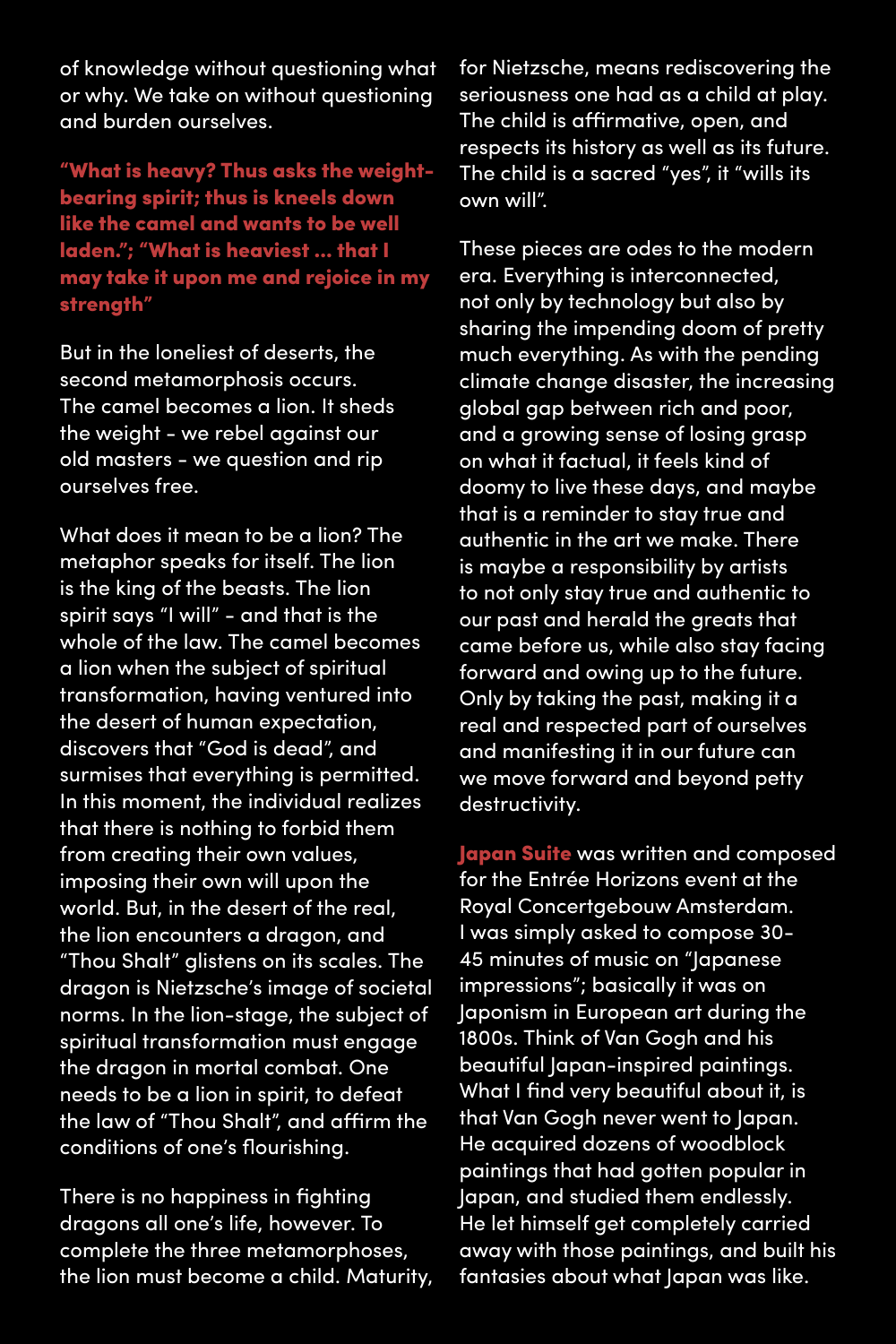of knowledge without questioning what or why. We take on without questioning and burden ourselves.

**"What is heavy? Thus asks the weight-bearing spirit; thus is kneels down like the camel and wants to be well laden."; "What is heaviest ... that I may take it upon me and rejoice in my strength"**

But in the loneliest of deserts, the second metamorphosis occurs. The camel becomes a lion. It sheds the weight - we rebel against our old masters - we question and rip ourselves free.

What does it mean to be a lion? The metaphor speaks for itself. The lion is the king of the beasts. The lion spirit says "I will" - and that is the whole of the law. The camel becomes a lion when the subject of spiritual transformation, having ventured into the desert of human expectation, discovers that "God is dead", and surmises that everything is permitted. In this moment, the individual realizes that there is nothing to forbid them from creating their own values, imposing their own will upon the world. But, in the desert of the real, the lion encounters a dragon, and "Thou Shalt" glistens on its scales. The dragon is Nietzsche's image of societal norms. In the lion-stage, the subject of spiritual transformation must engage the dragon in mortal combat. One needs to be a lion in spirit, to defeat the law of "Thou Shalt", and affirm the conditions of one's flourishing.

There is no happiness in fighting dragons all one's life, however. To complete the three metamorphoses, the lion must become a child. Maturity, for Nietzsche, means rediscovering the seriousness one had as a child at play. The child is affirmative, open, and respects its history as well as its future. The child is a sacred "yes", it "wills its own will".

These pieces are odes to the modern era. Everything is interconnected, not only by technology but also by sharing the impending doom of pretty much everything. As with the pending climate change disaster, the increasing global gap between rich and poor, and a growing sense of losing grasp on what it factual, it feels kind of doomy to live these days, and maybe that is a reminder to stay true and authentic in the art we make. There is maybe a responsibility by artists to not only stay true and authentic to our past and herald the greats that came before us, while also stay facing forward and owing up to the future. Only by taking the past, making it a real and respected part of ourselves and manifesting it in our future can we move forward and beyond petty destructivity.

**Japan Suite** was written and composed for the Entrée Horizons event at the Royal Concertgebouw Amsterdam. I was simply asked to compose 30-45 minutes of music on "Japanese impressions"; basically it was on Japonism in European art during the 1800s. Think of Van Gogh and his beautiful Japan-inspired paintings. What I find very beautiful about it, is that Van Gogh never went to Japan. He acquired dozens of woodblock paintings that had gotten popular in Japan, and studied them endlessly. He let himself get completely carried away with those paintings, and built his fantasies about what Japan was like.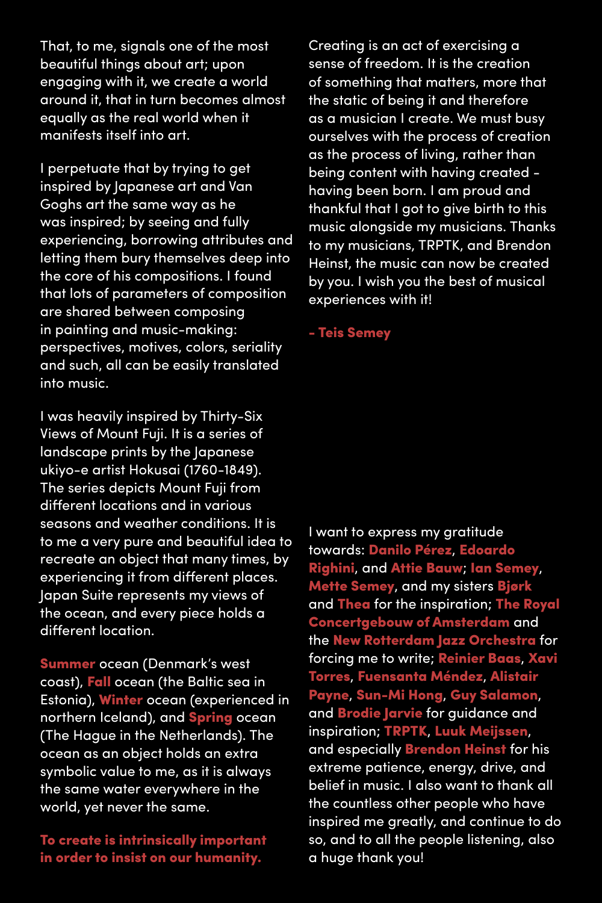That, to me, signals one of the most beautiful things about art; upon engaging with it, we create a world around it, that in turn becomes almost equally as the real world when it manifests itself into art.

I perpetuate that by trying to get inspired by Japanese art and Van Goghs art the same way as he was inspired; by seeing and fully experiencing, borrowing attributes and letting them bury themselves deep into the core of his compositions. I found that lots of parameters of composition are shared between composing in painting and music-making: perspectives, motives, colors, seriality and such, all can be easily translated into music.

I was heavily inspired by Thirty-Six Views of Mount Fuji. It is a series of landscape prints by the Japanese ukiyo-e artist Hokusai (1760-1849). The series depicts Mount Fuji from different locations and in various seasons and weather conditions. It is to me a very pure and beautiful idea to recreate an object that many times, by experiencing it from different places. Japan Suite represents my views of the ocean, and every piece holds a different location.

**Summer** ocean (Denmark's west coast), **Fall** ocean (the Baltic sea in Estonia), **Winter** ocean (experienced in northern Iceland), and **Spring** ocean (The Hague in the Netherlands). The ocean as an object holds an extra symbolic value to me, as it is always the same water everywhere in the world, yet never the same.

**To create is intrinsically important in order to insist on our humanity.**

Creating is an act of exercising a sense of freedom. It is the creation of something that matters, more that the static of being it and therefore as a musician I create. We must busy ourselves with the process of creation as the process of living, rather than being content with having created - having been born. I am proud and thankful that I got to give birth to this music alongside my musicians. Thanks to my musicians, TRPTK, and Brendon Heinst, the music can now be created by you. I wish you the best of musical experiences with it!

**- Teis Semey**

I want to express my gratitude towards: **Danilo Pérez**, **Edoardo Righini**, and **Attie Bauw**; **Ian Semey**, **Mette Semey**, and my sisters **Bjørk** and **Thea** for the inspiration; **The Royal Concertgebouw of Amsterdam** and the **New Rotterdam Jazz Orchestra** for forcing me to write; **Reinier Baas**, **Xavi Torres**, **Fuensanta Méndez**, **Alistair Payne**, **Sun-Mi Hong**, **Guy Salamon**, and **Brodie Jarvie** for guidance and inspiration; **TRPTK**, **Luuk Meijssen**, and especially **Brendon Heinst** for his extreme patience, energy, drive, and belief in music. I also want to thank all the countless other people who have inspired me greatly, and continue to do so, and to all the people listening, also a huge thank you!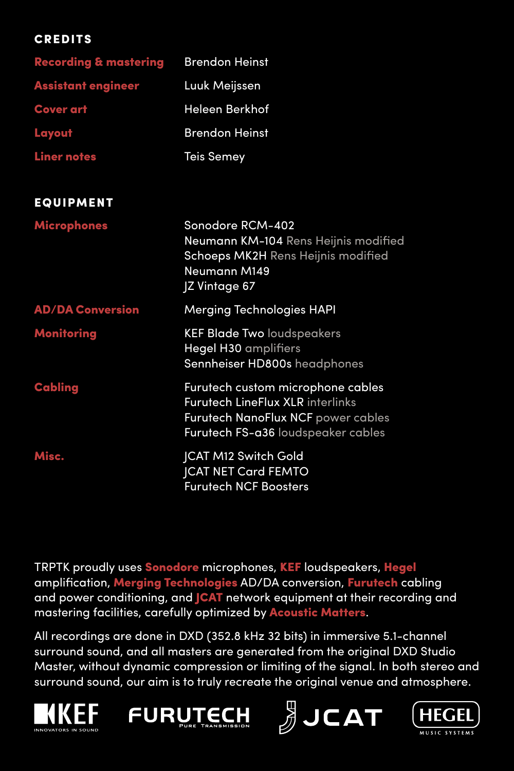## CREDITS

| | |
|---|---|
| **Recording & mastering** | Brendon Heinst |
| **Assistant engineer** | Luuk Meijssen |
| **Cover art** | Heleen Berkhof |
| **Layout** | Brendon Heinst |
| **Liner notes** | Teis Semey |

## EQUIPMENT

| | |
|---|---|
| **Microphones** | Sonodore RCM-402<br>Neumann KM-104 Rens Heijnis modified<br>Schoeps MK2H Rens Heijnis modified<br>Neumann M149<br>JZ Vintage 67 |
| **AD/DA Conversion** | Merging Technologies HAPI |
| **Monitoring** | KEF Blade Two loudspeakers<br>Hegel H30 amplifiers<br>Sennheiser HD800s headphones |
| **Cabling** | Furutech custom microphone cables<br>Furutech LineFlux XLR interlinks<br>Furutech NanoFlux NCF power cables<br>Furutech FS-a36 loudspeaker cables |
| **Misc.** | JCAT M12 Switch Gold<br>JCAT NET Card FEMTO<br>Furutech NCF Boosters |

TRPTK proudly uses **Sonodore** microphones, **KEF** loudspeakers, **Hegel** amplification, **Merging Technologies** AD/DA conversion, **Furutech** cabling and power conditioning, and **JCAT** network equipment at their recording and mastering facilities, carefully optimized by **Acoustic Matters**.

All recordings are done in DXD (352.8 kHz 32 bits) in immersive 5.1-channel surround sound, and all masters are generated from the original DXD Studio Master, without dynamic compression or limiting of the signal. In both stereo and surround sound, our aim is to truly recreate the original venue and atmosphere.

KEF INNOVATORS IN SOUND · FURUTECH PURE TRANSMISSION · JCAT · HEGEL MUSIC SYSTEMS